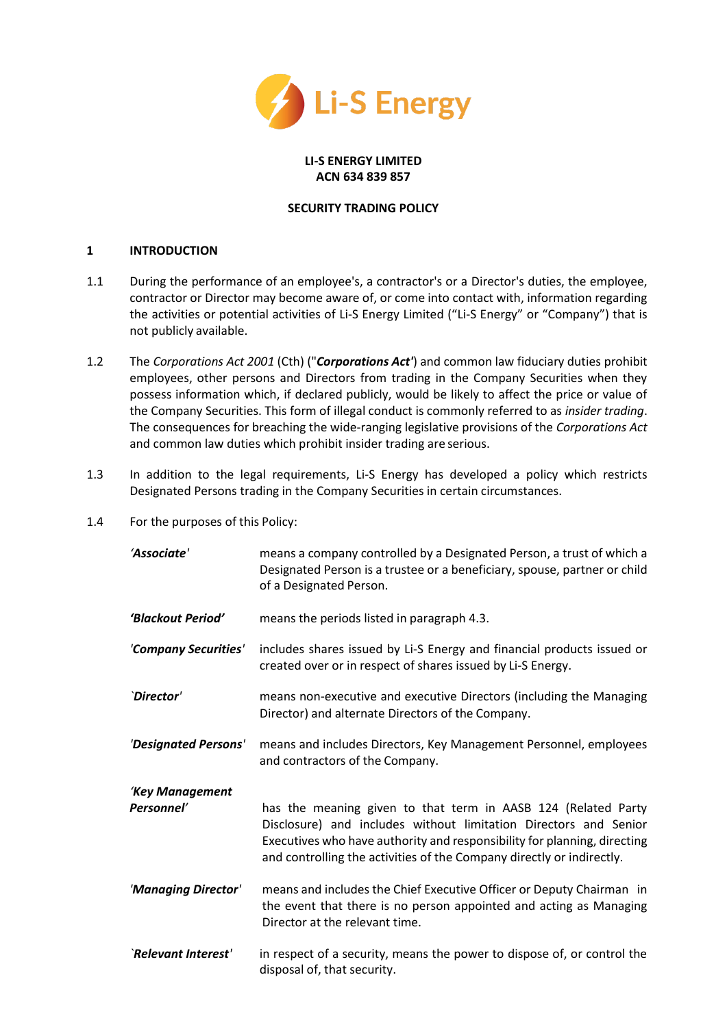Li-S Energy

**LI-S ENERGY LIMITED**
**ACN 634 839 857**

**SECURITY TRADING POLICY**

## 1 INTRODUCTION

1.1 During the performance of an employee's, a contractor's or a Director's duties, the employee, contractor or Director may become aware of, or come into contact with, information regarding the activities or potential activities of Li-S Energy Limited ("Li-S Energy" or "Company") that is not publicly available.

1.2 The *Corporations Act 2001* (Cth) ("***Corporations Act'***) and common law fiduciary duties prohibit employees, other persons and Directors from trading in the Company Securities when they possess information which, if declared publicly, would be likely to affect the price or value of the Company Securities. This form of illegal conduct is commonly referred to as *insider trading*. The consequences for breaching the wide-ranging legislative provisions of the *Corporations Act* and common law duties which prohibit insider trading are serious.

1.3 In addition to the legal requirements, Li-S Energy has developed a policy which restricts Designated Persons trading in the Company Securities in certain circumstances.

1.4 For the purposes of this Policy:

| | |
|---|---|
| ***'Associate'*** | means a company controlled by a Designated Person, a trust of which a Designated Person is a trustee or a beneficiary, spouse, partner or child of a Designated Person. |
| ***'Blackout Period'*** | means the periods listed in paragraph 4.3. |
| ***'Company Securities'*** | includes shares issued by Li-S Energy and financial products issued or created over or in respect of shares issued by Li-S Energy. |
| ***`Director'*** | means non-executive and executive Directors (including the Managing Director) and alternate Directors of the Company. |
| ***'Designated Persons'*** | means and includes Directors, Key Management Personnel, employees and contractors of the Company. |
| ***'Key Management Personnel'*** | has the meaning given to that term in AASB 124 (Related Party Disclosure) and includes without limitation Directors and Senior Executives who have authority and responsibility for planning, directing and controlling the activities of the Company directly or indirectly. |
| ***'Managing Director'*** | means and includes the Chief Executive Officer or Deputy Chairman in the event that there is no person appointed and acting as Managing Director at the relevant time. |
| ***`Relevant Interest'*** | in respect of a security, means the power to dispose of, or control the disposal of, that security. |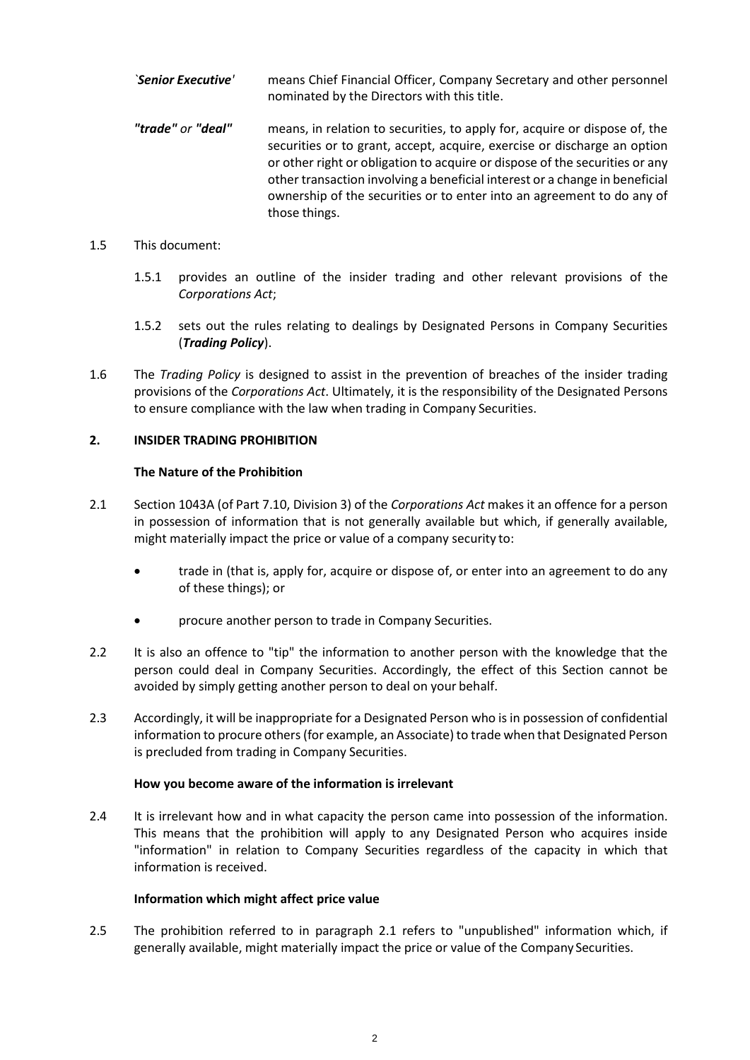| | |
|---|---|
| `*Senior Executive*' | means Chief Financial Officer, Company Secretary and other personnel nominated by the Directors with this title. |
| ***"trade"*** *or* ***"deal"*** | means, in relation to securities, to apply for, acquire or dispose of, the securities or to grant, accept, acquire, exercise or discharge an option or other right or obligation to acquire or dispose of the securities or any other transaction involving a beneficial interest or a change in beneficial ownership of the securities or to enter into an agreement to do any of those things. |

1.5 This document:

1.5.1 provides an outline of the insider trading and other relevant provisions of the *Corporations Act*;

1.5.2 sets out the rules relating to dealings by Designated Persons in Company Securities (***Trading Policy***).

1.6 The *Trading Policy* is designed to assist in the prevention of breaches of the insider trading provisions of the *Corporations Act*. Ultimately, it is the responsibility of the Designated Persons to ensure compliance with the law when trading in Company Securities.

## 2. INSIDER TRADING PROHIBITION

### The Nature of the Prohibition

2.1 Section 1043A (of Part 7.10, Division 3) of the *Corporations Act* makes it an offence for a person in possession of information that is not generally available but which, if generally available, might materially impact the price or value of a company security to:

- trade in (that is, apply for, acquire or dispose of, or enter into an agreement to do any of these things); or
- procure another person to trade in Company Securities.

2.2 It is also an offence to "tip" the information to another person with the knowledge that the person could deal in Company Securities. Accordingly, the effect of this Section cannot be avoided by simply getting another person to deal on your behalf.

2.3 Accordingly, it will be inappropriate for a Designated Person who is in possession of confidential information to procure others (for example, an Associate) to trade when that Designated Person is precluded from trading in Company Securities.

### How you become aware of the information is irrelevant

2.4 It is irrelevant how and in what capacity the person came into possession of the information. This means that the prohibition will apply to any Designated Person who acquires inside "information" in relation to Company Securities regardless of the capacity in which that information is received.

### Information which might affect price value

2.5 The prohibition referred to in paragraph 2.1 refers to "unpublished" information which, if generally available, might materially impact the price or value of the Company Securities.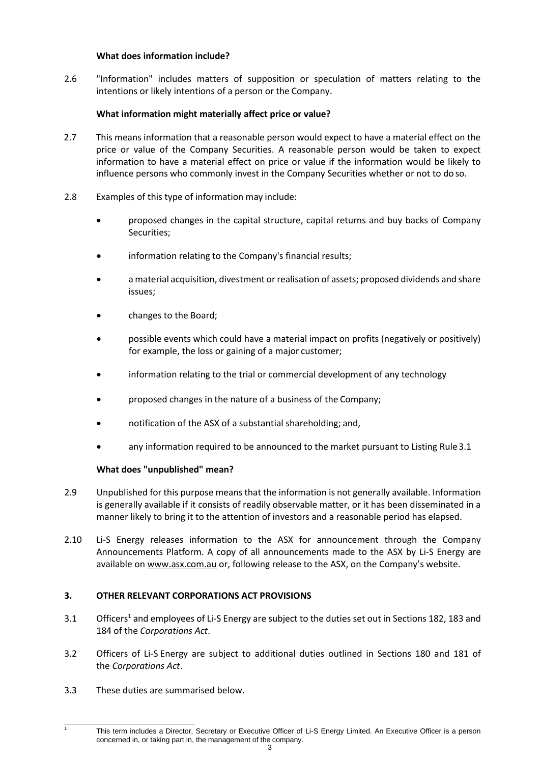**What does information include?**

2.6 "Information" includes matters of supposition or speculation of matters relating to the intentions or likely intentions of a person or the Company.

**What information might materially affect price or value?**

2.7 This means information that a reasonable person would expect to have a material effect on the price or value of the Company Securities. A reasonable person would be taken to expect information to have a material effect on price or value if the information would be likely to influence persons who commonly invest in the Company Securities whether or not to do so.

2.8 Examples of this type of information may include:

- proposed changes in the capital structure, capital returns and buy backs of Company Securities;
- information relating to the Company's financial results;
- a material acquisition, divestment or realisation of assets; proposed dividends and share issues;
- changes to the Board;
- possible events which could have a material impact on profits (negatively or positively) for example, the loss or gaining of a major customer;
- information relating to the trial or commercial development of any technology
- proposed changes in the nature of a business of the Company;
- notification of the ASX of a substantial shareholding; and,
- any information required to be announced to the market pursuant to Listing Rule 3.1

**What does "unpublished" mean?**

2.9 Unpublished for this purpose means that the information is not generally available. Information is generally available if it consists of readily observable matter, or it has been disseminated in a manner likely to bring it to the attention of investors and a reasonable period has elapsed.

2.10 Li-S Energy releases information to the ASX for announcement through the Company Announcements Platform. A copy of all announcements made to the ASX by Li-S Energy are available on www.asx.com.au or, following release to the ASX, on the Company's website.

## 3. OTHER RELEVANT CORPORATIONS ACT PROVISIONS

3.1 Officers[1] and employees of Li-S Energy are subject to the duties set out in Sections 182, 183 and 184 of the *Corporations Act*.

3.2 Officers of Li-S Energy are subject to additional duties outlined in Sections 180 and 181 of the *Corporations Act*.

3.3 These duties are summarised below.

[1] This term includes a Director, Secretary or Executive Officer of Li-S Energy Limited. An Executive Officer is a person concerned in, or taking part in, the management of the company.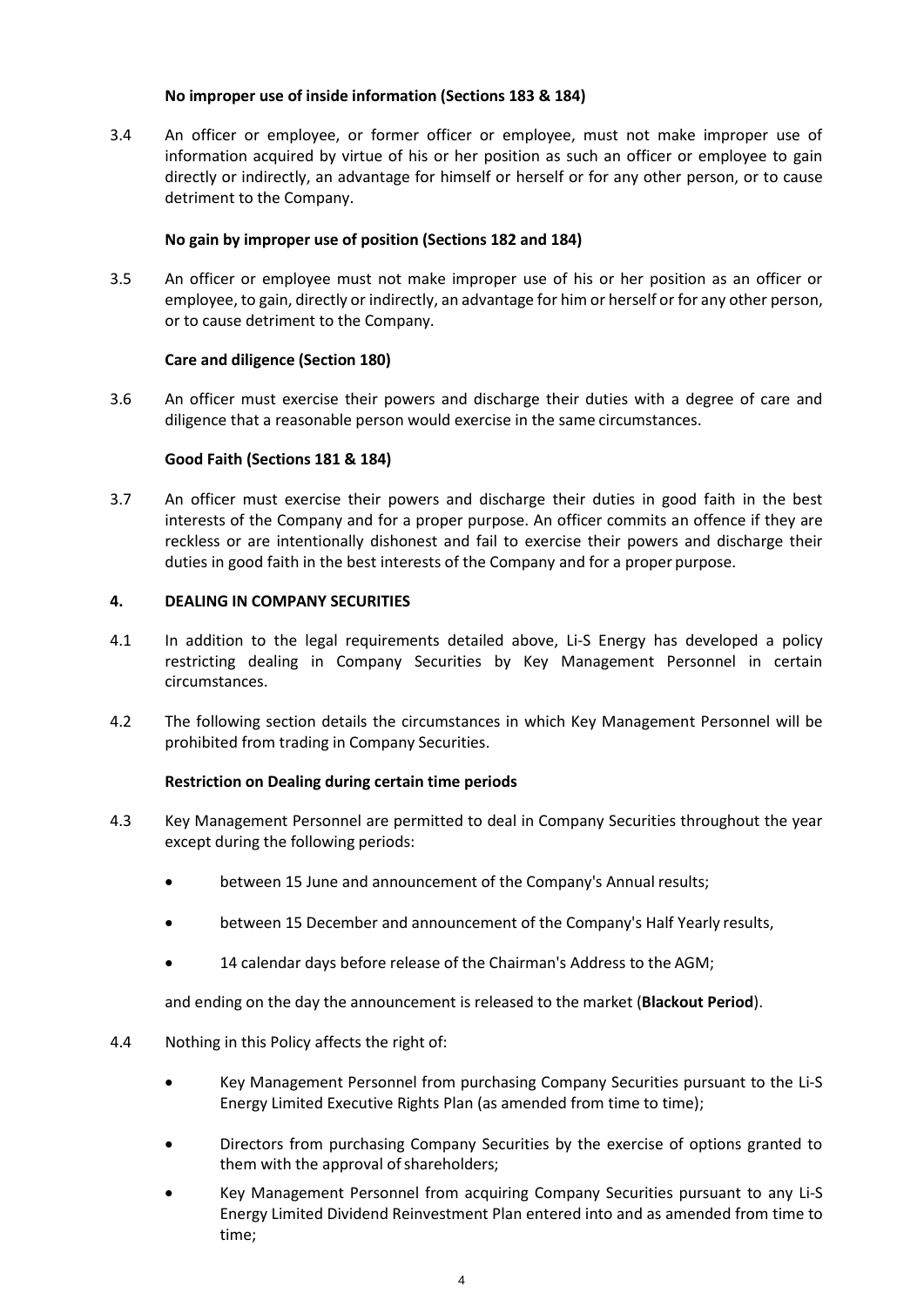**No improper use of inside information (Sections 183 & 184)**

3.4 An officer or employee, or former officer or employee, must not make improper use of information acquired by virtue of his or her position as such an officer or employee to gain directly or indirectly, an advantage for himself or herself or for any other person, or to cause detriment to the Company.

**No gain by improper use of position (Sections 182 and 184)**

3.5 An officer or employee must not make improper use of his or her position as an officer or employee, to gain, directly or indirectly, an advantage for him or herself or for any other person, or to cause detriment to the Company.

**Care and diligence (Section 180)**

3.6 An officer must exercise their powers and discharge their duties with a degree of care and diligence that a reasonable person would exercise in the same circumstances.

**Good Faith (Sections 181 & 184)**

3.7 An officer must exercise their powers and discharge their duties in good faith in the best interests of the Company and for a proper purpose. An officer commits an offence if they are reckless or are intentionally dishonest and fail to exercise their powers and discharge their duties in good faith in the best interests of the Company and for a proper purpose.

## 4. DEALING IN COMPANY SECURITIES

4.1 In addition to the legal requirements detailed above, Li-S Energy has developed a policy restricting dealing in Company Securities by Key Management Personnel in certain circumstances.

4.2 The following section details the circumstances in which Key Management Personnel will be prohibited from trading in Company Securities.

**Restriction on Dealing during certain time periods**

4.3 Key Management Personnel are permitted to deal in Company Securities throughout the year except during the following periods:

- between 15 June and announcement of the Company's Annual results;
- between 15 December and announcement of the Company's Half Yearly results,
- 14 calendar days before release of the Chairman's Address to the AGM;

and ending on the day the announcement is released to the market (**Blackout Period**).

4.4 Nothing in this Policy affects the right of:

- Key Management Personnel from purchasing Company Securities pursuant to the Li-S Energy Limited Executive Rights Plan (as amended from time to time);
- Directors from purchasing Company Securities by the exercise of options granted to them with the approval of shareholders;
- Key Management Personnel from acquiring Company Securities pursuant to any Li-S Energy Limited Dividend Reinvestment Plan entered into and as amended from time to time;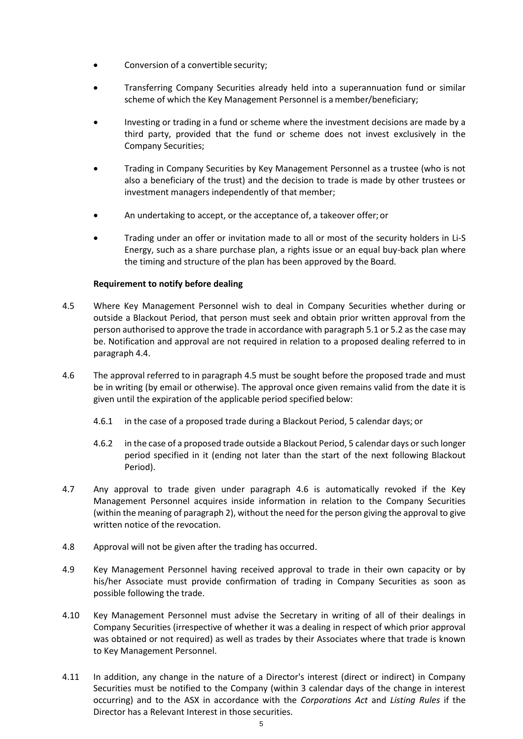- Conversion of a convertible security;
- Transferring Company Securities already held into a superannuation fund or similar scheme of which the Key Management Personnel is a member/beneficiary;
- Investing or trading in a fund or scheme where the investment decisions are made by a third party, provided that the fund or scheme does not invest exclusively in the Company Securities;
- Trading in Company Securities by Key Management Personnel as a trustee (who is not also a beneficiary of the trust) and the decision to trade is made by other trustees or investment managers independently of that member;
- An undertaking to accept, or the acceptance of, a takeover offer; or
- Trading under an offer or invitation made to all or most of the security holders in Li-S Energy, such as a share purchase plan, a rights issue or an equal buy-back plan where the timing and structure of the plan has been approved by the Board.

**Requirement to notify before dealing**

4.5 Where Key Management Personnel wish to deal in Company Securities whether during or outside a Blackout Period, that person must seek and obtain prior written approval from the person authorised to approve the trade in accordance with paragraph 5.1 or 5.2 as the case may be. Notification and approval are not required in relation to a proposed dealing referred to in paragraph 4.4.

4.6 The approval referred to in paragraph 4.5 must be sought before the proposed trade and must be in writing (by email or otherwise). The approval once given remains valid from the date it is given until the expiration of the applicable period specified below:

4.6.1 in the case of a proposed trade during a Blackout Period, 5 calendar days; or

4.6.2 in the case of a proposed trade outside a Blackout Period, 5 calendar days or such longer period specified in it (ending not later than the start of the next following Blackout Period).

4.7 Any approval to trade given under paragraph 4.6 is automatically revoked if the Key Management Personnel acquires inside information in relation to the Company Securities (within the meaning of paragraph 2), without the need for the person giving the approval to give written notice of the revocation.

4.8 Approval will not be given after the trading has occurred.

4.9 Key Management Personnel having received approval to trade in their own capacity or by his/her Associate must provide confirmation of trading in Company Securities as soon as possible following the trade.

4.10 Key Management Personnel must advise the Secretary in writing of all of their dealings in Company Securities (irrespective of whether it was a dealing in respect of which prior approval was obtained or not required) as well as trades by their Associates where that trade is known to Key Management Personnel.

4.11 In addition, any change in the nature of a Director's interest (direct or indirect) in Company Securities must be notified to the Company (within 3 calendar days of the change in interest occurring) and to the ASX in accordance with the *Corporations Act* and *Listing Rules* if the Director has a Relevant Interest in those securities.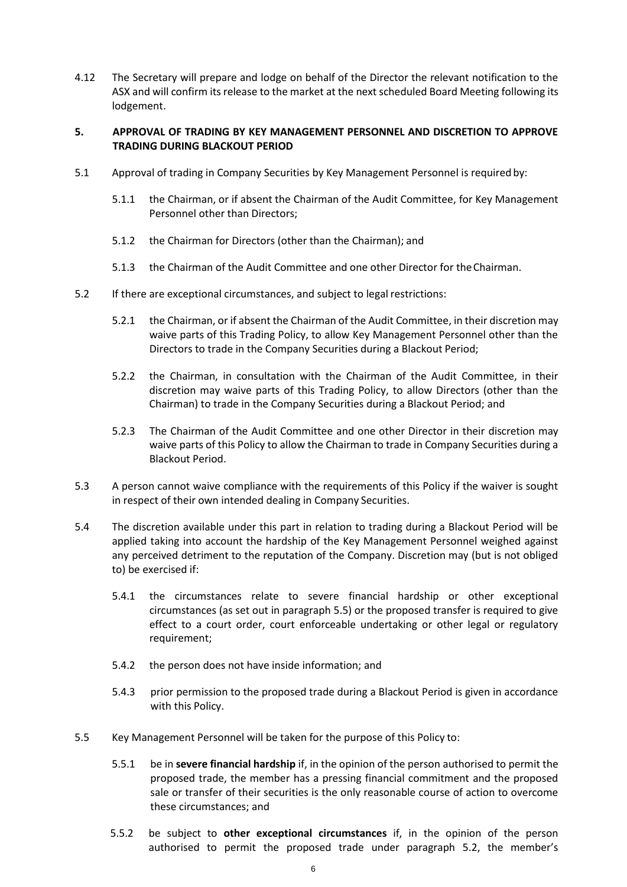4.12 The Secretary will prepare and lodge on behalf of the Director the relevant notification to the ASX and will confirm its release to the market at the next scheduled Board Meeting following its lodgement.

## 5. APPROVAL OF TRADING BY KEY MANAGEMENT PERSONNEL AND DISCRETION TO APPROVE TRADING DURING BLACKOUT PERIOD

5.1 Approval of trading in Company Securities by Key Management Personnel is required by:

5.1.1 the Chairman, or if absent the Chairman of the Audit Committee, for Key Management Personnel other than Directors;

5.1.2 the Chairman for Directors (other than the Chairman); and

5.1.3 the Chairman of the Audit Committee and one other Director for the Chairman.

5.2 If there are exceptional circumstances, and subject to legal restrictions:

5.2.1 the Chairman, or if absent the Chairman of the Audit Committee, in their discretion may waive parts of this Trading Policy, to allow Key Management Personnel other than the Directors to trade in the Company Securities during a Blackout Period;

5.2.2 the Chairman, in consultation with the Chairman of the Audit Committee, in their discretion may waive parts of this Trading Policy, to allow Directors (other than the Chairman) to trade in the Company Securities during a Blackout Period; and

5.2.3 The Chairman of the Audit Committee and one other Director in their discretion may waive parts of this Policy to allow the Chairman to trade in Company Securities during a Blackout Period.

5.3 A person cannot waive compliance with the requirements of this Policy if the waiver is sought in respect of their own intended dealing in Company Securities.

5.4 The discretion available under this part in relation to trading during a Blackout Period will be applied taking into account the hardship of the Key Management Personnel weighed against any perceived detriment to the reputation of the Company. Discretion may (but is not obliged to) be exercised if:

5.4.1 the circumstances relate to severe financial hardship or other exceptional circumstances (as set out in paragraph 5.5) or the proposed transfer is required to give effect to a court order, court enforceable undertaking or other legal or regulatory requirement;

5.4.2 the person does not have inside information; and

5.4.3 prior permission to the proposed trade during a Blackout Period is given in accordance with this Policy.

5.5 Key Management Personnel will be taken for the purpose of this Policy to:

5.5.1 be in **severe financial hardship** if, in the opinion of the person authorised to permit the proposed trade, the member has a pressing financial commitment and the proposed sale or transfer of their securities is the only reasonable course of action to overcome these circumstances; and

5.5.2 be subject to **other exceptional circumstances** if, in the opinion of the person authorised to permit the proposed trade under paragraph 5.2, the member's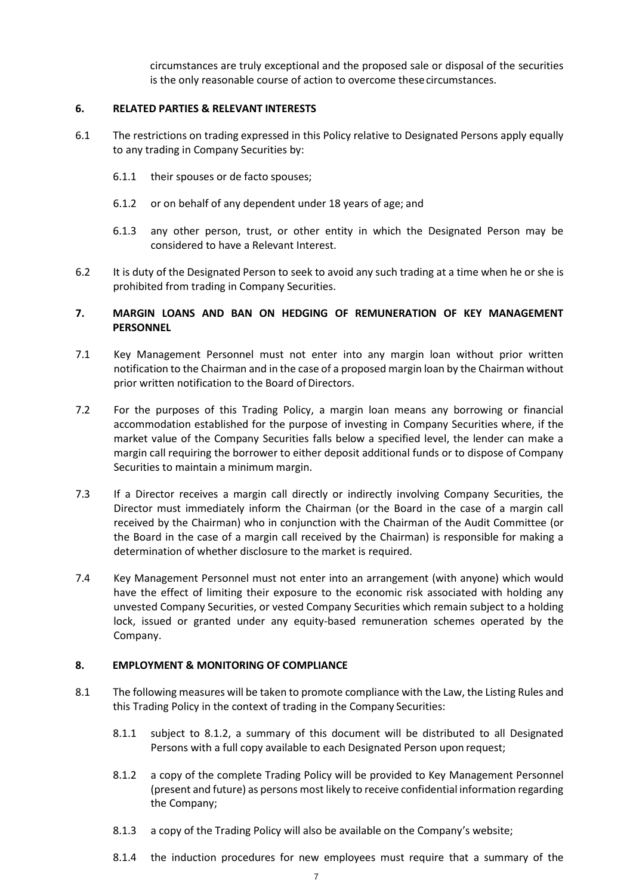circumstances are truly exceptional and the proposed sale or disposal of the securities is the only reasonable course of action to overcome these circumstances.

## 6. RELATED PARTIES & RELEVANT INTERESTS

6.1 The restrictions on trading expressed in this Policy relative to Designated Persons apply equally to any trading in Company Securities by:

6.1.1 their spouses or de facto spouses;

6.1.2 or on behalf of any dependent under 18 years of age; and

6.1.3 any other person, trust, or other entity in which the Designated Person may be considered to have a Relevant Interest.

6.2 It is duty of the Designated Person to seek to avoid any such trading at a time when he or she is prohibited from trading in Company Securities.

## 7. MARGIN LOANS AND BAN ON HEDGING OF REMUNERATION OF KEY MANAGEMENT PERSONNEL

7.1 Key Management Personnel must not enter into any margin loan without prior written notification to the Chairman and in the case of a proposed margin loan by the Chairman without prior written notification to the Board of Directors.

7.2 For the purposes of this Trading Policy, a margin loan means any borrowing or financial accommodation established for the purpose of investing in Company Securities where, if the market value of the Company Securities falls below a specified level, the lender can make a margin call requiring the borrower to either deposit additional funds or to dispose of Company Securities to maintain a minimum margin.

7.3 If a Director receives a margin call directly or indirectly involving Company Securities, the Director must immediately inform the Chairman (or the Board in the case of a margin call received by the Chairman) who in conjunction with the Chairman of the Audit Committee (or the Board in the case of a margin call received by the Chairman) is responsible for making a determination of whether disclosure to the market is required.

7.4 Key Management Personnel must not enter into an arrangement (with anyone) which would have the effect of limiting their exposure to the economic risk associated with holding any unvested Company Securities, or vested Company Securities which remain subject to a holding lock, issued or granted under any equity-based remuneration schemes operated by the Company.

## 8. EMPLOYMENT & MONITORING OF COMPLIANCE

8.1 The following measures will be taken to promote compliance with the Law, the Listing Rules and this Trading Policy in the context of trading in the Company Securities:

8.1.1 subject to 8.1.2, a summary of this document will be distributed to all Designated Persons with a full copy available to each Designated Person upon request;

8.1.2 a copy of the complete Trading Policy will be provided to Key Management Personnel (present and future) as persons most likely to receive confidential information regarding the Company;

8.1.3 a copy of the Trading Policy will also be available on the Company's website;

8.1.4 the induction procedures for new employees must require that a summary of the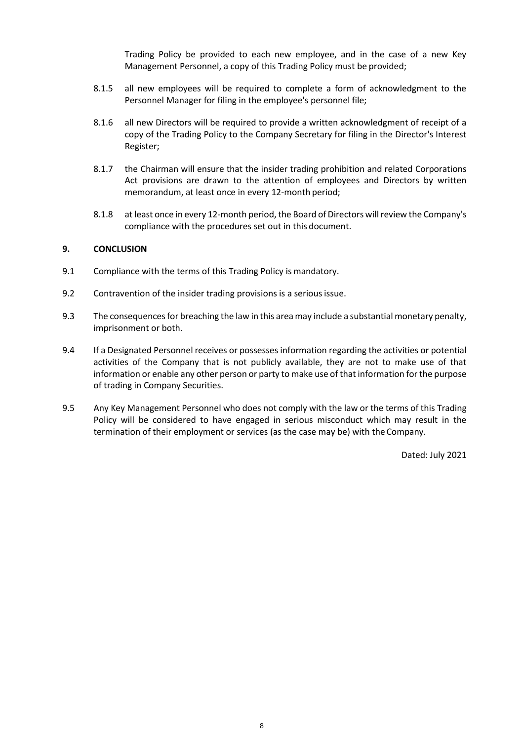Trading Policy be provided to each new employee, and in the case of a new Key Management Personnel, a copy of this Trading Policy must be provided;

8.1.5 all new employees will be required to complete a form of acknowledgment to the Personnel Manager for filing in the employee's personnel file;

8.1.6 all new Directors will be required to provide a written acknowledgment of receipt of a copy of the Trading Policy to the Company Secretary for filing in the Director's Interest Register;

8.1.7 the Chairman will ensure that the insider trading prohibition and related Corporations Act provisions are drawn to the attention of employees and Directors by written memorandum, at least once in every 12-month period;

8.1.8 at least once in every 12-month period, the Board of Directors will review the Company's compliance with the procedures set out in this document.

## 9. CONCLUSION

9.1 Compliance with the terms of this Trading Policy is mandatory.

9.2 Contravention of the insider trading provisions is a serious issue.

9.3 The consequences for breaching the law in this area may include a substantial monetary penalty, imprisonment or both.

9.4 If a Designated Personnel receives or possesses information regarding the activities or potential activities of the Company that is not publicly available, they are not to make use of that information or enable any other person or party to make use of that information for the purpose of trading in Company Securities.

9.5 Any Key Management Personnel who does not comply with the law or the terms of this Trading Policy will be considered to have engaged in serious misconduct which may result in the termination of their employment or services (as the case may be) with the Company.

Dated: July 2021